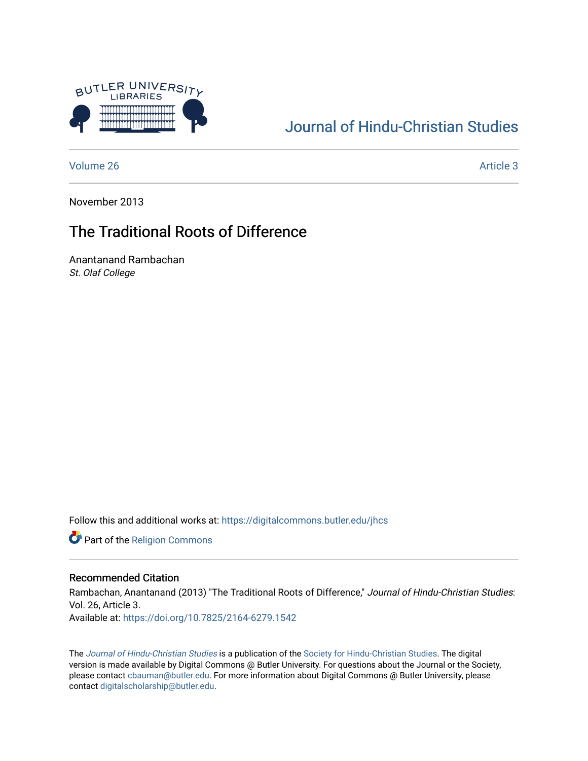# Journal of Hindu-Christian Studies

Volume 26 Article 3

November 2013

## The Traditional Roots of Difference

Anantanand Rambachan
*St. Olaf College*

Follow this and additional works at: https://digitalcommons.butler.edu/jhcs

Part of the Religion Commons

### Recommended Citation

Rambachan, Anantanand (2013) "The Traditional Roots of Difference," *Journal of Hindu-Christian Studies*: Vol. 26, Article 3.
Available at: https://doi.org/10.7825/2164-6279.1542

The *Journal of Hindu-Christian Studies* is a publication of the Society for Hindu-Christian Studies. The digital version is made available by Digital Commons @ Butler University. For questions about the Journal or the Society, please contact cbauman@butler.edu. For more information about Digital Commons @ Butler University, please contact digitalscholarship@butler.edu.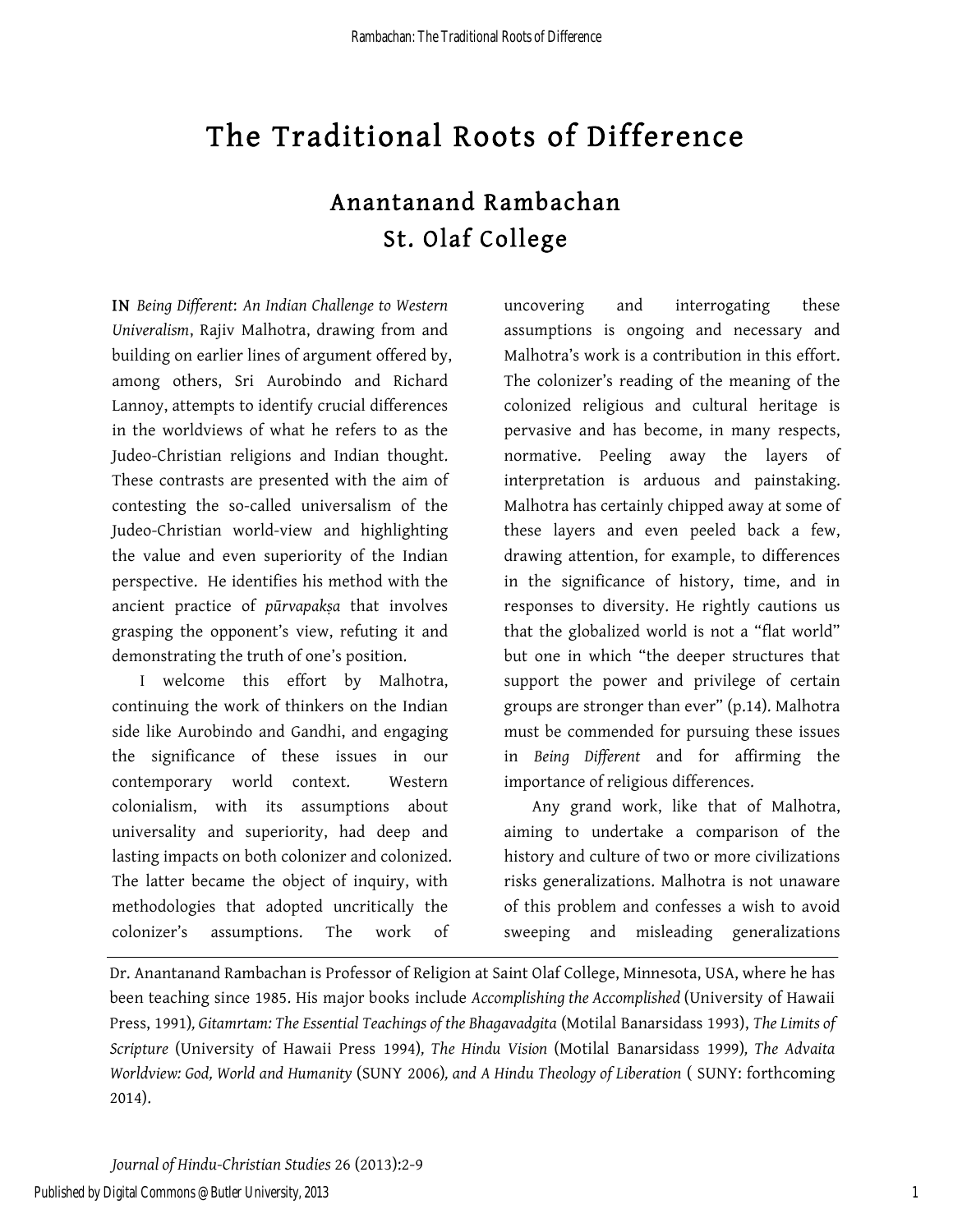# The Traditional Roots of Difference

## Anantanand Rambachan
## St. Olaf College

**IN** *Being Different*: *An Indian Challenge to Western Univeralism*, Rajiv Malhotra, drawing from and building on earlier lines of argument offered by, among others, Sri Aurobindo and Richard Lannoy, attempts to identify crucial differences in the worldviews of what he refers to as the Judeo-Christian religions and Indian thought. These contrasts are presented with the aim of contesting the so-called universalism of the Judeo-Christian world-view and highlighting the value and even superiority of the Indian perspective. He identifies his method with the ancient practice of *pūrvapakṣa* that involves grasping the opponent's view, refuting it and demonstrating the truth of one's position.

I welcome this effort by Malhotra, continuing the work of thinkers on the Indian side like Aurobindo and Gandhi, and engaging the significance of these issues in our contemporary world context. Western colonialism, with its assumptions about universality and superiority, had deep and lasting impacts on both colonizer and colonized. The latter became the object of inquiry, with methodologies that adopted uncritically the colonizer's assumptions. The work of uncovering and interrogating these assumptions is ongoing and necessary and Malhotra's work is a contribution in this effort. The colonizer's reading of the meaning of the colonized religious and cultural heritage is pervasive and has become, in many respects, normative. Peeling away the layers of interpretation is arduous and painstaking. Malhotra has certainly chipped away at some of these layers and even peeled back a few, drawing attention, for example, to differences in the significance of history, time, and in responses to diversity. He rightly cautions us that the globalized world is not a "flat world" but one in which "the deeper structures that support the power and privilege of certain groups are stronger than ever" (p.14). Malhotra must be commended for pursuing these issues in *Being Different* and for affirming the importance of religious differences.

Any grand work, like that of Malhotra, aiming to undertake a comparison of the history and culture of two or more civilizations risks generalizations. Malhotra is not unaware of this problem and confesses a wish to avoid sweeping and misleading generalizations

---

Dr. Anantanand Rambachan is Professor of Religion at Saint Olaf College, Minnesota, USA, where he has been teaching since 1985. His major books include *Accomplishing the Accomplished* (University of Hawaii Press, 1991), *Gitamrtam: The Essential Teachings of the Bhagavadgita* (Motilal Banarsidass 1993), *The Limits of Scripture* (University of Hawaii Press 1994), *The Hindu Vision* (Motilal Banarsidass 1999), *The Advaita Worldview: God, World and Humanity* (SUNY 2006), *and A Hindu Theology of Liberation* ( SUNY: forthcoming 2014).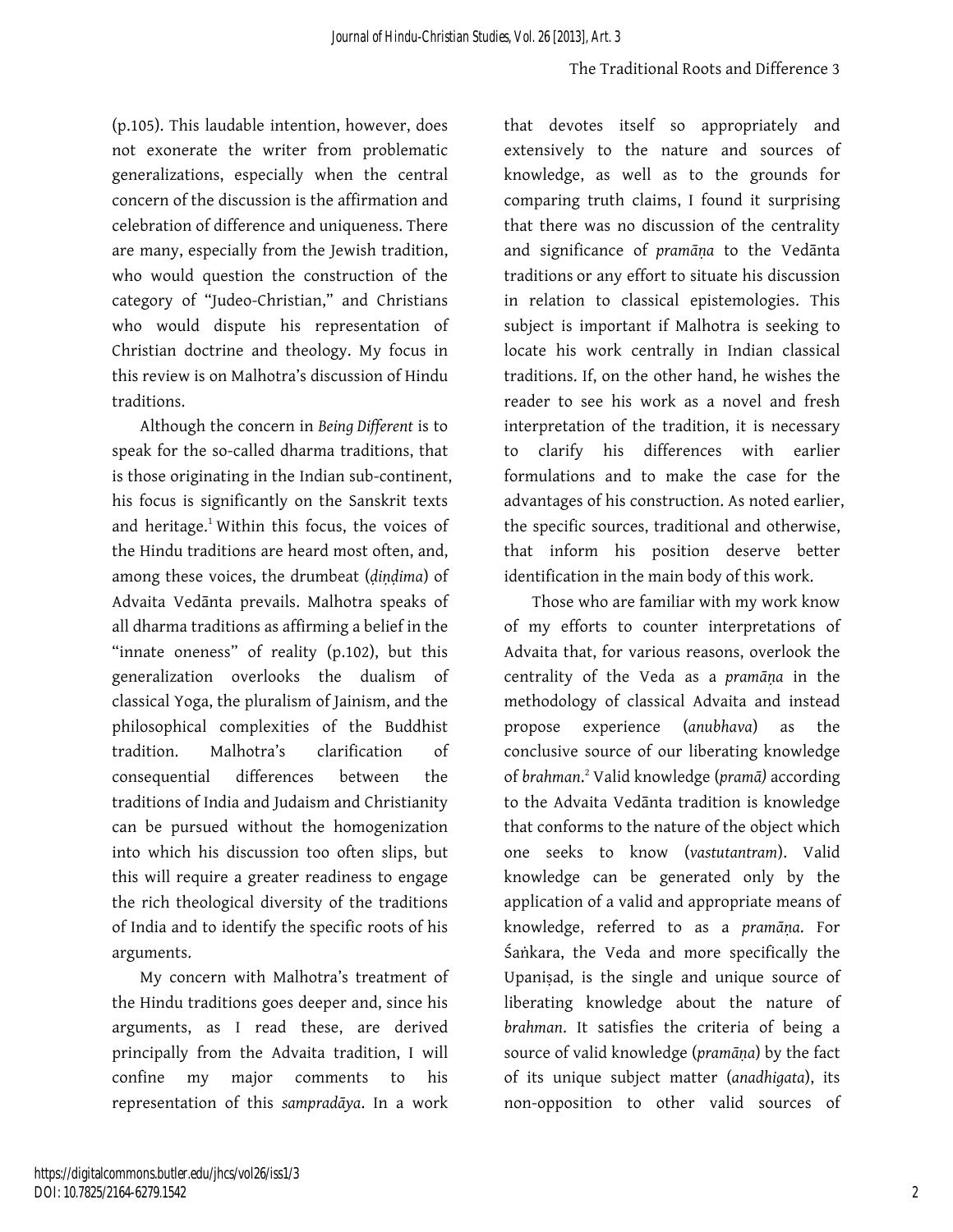(p.105). This laudable intention, however, does not exonerate the writer from problematic generalizations, especially when the central concern of the discussion is the affirmation and celebration of difference and uniqueness. There are many, especially from the Jewish tradition, who would question the construction of the category of "Judeo-Christian," and Christians who would dispute his representation of Christian doctrine and theology. My focus in this review is on Malhotra's discussion of Hindu traditions.

Although the concern in *Being Different* is to speak for the so-called dharma traditions, that is those originating in the Indian sub-continent, his focus is significantly on the Sanskrit texts and heritage.[1] Within this focus, the voices of the Hindu traditions are heard most often, and, among these voices, the drumbeat (*ḍiṇḍima*) of Advaita Vedānta prevails. Malhotra speaks of all dharma traditions as affirming a belief in the "innate oneness" of reality (p.102), but this generalization overlooks the dualism of classical Yoga, the pluralism of Jainism, and the philosophical complexities of the Buddhist tradition. Malhotra's clarification of consequential differences between the traditions of India and Judaism and Christianity can be pursued without the homogenization into which his discussion too often slips, but this will require a greater readiness to engage the rich theological diversity of the traditions of India and to identify the specific roots of his arguments.

My concern with Malhotra's treatment of the Hindu traditions goes deeper and, since his arguments, as I read these, are derived principally from the Advaita tradition, I will confine my major comments to his representation of this *sampradāya*. In a work that devotes itself so appropriately and extensively to the nature and sources of knowledge, as well as to the grounds for comparing truth claims, I found it surprising that there was no discussion of the centrality and significance of *pramāṇa* to the Vedānta traditions or any effort to situate his discussion in relation to classical epistemologies. This subject is important if Malhotra is seeking to locate his work centrally in Indian classical traditions. If, on the other hand, he wishes the reader to see his work as a novel and fresh interpretation of the tradition, it is necessary to clarify his differences with earlier formulations and to make the case for the advantages of his construction. As noted earlier, the specific sources, traditional and otherwise, that inform his position deserve better identification in the main body of this work.

Those who are familiar with my work know of my efforts to counter interpretations of Advaita that, for various reasons, overlook the centrality of the Veda as a *pramāṇa* in the methodology of classical Advaita and instead propose experience (*anubhava*) as the conclusive source of our liberating knowledge of *brahman*.[2] Valid knowledge (*pramā)* according to the Advaita Vedānta tradition is knowledge that conforms to the nature of the object which one seeks to know (*vastutantram*). Valid knowledge can be generated only by the application of a valid and appropriate means of knowledge, referred to as a *pramāṇa*. For Śaṅkara, the Veda and more specifically the Upaniṣad, is the single and unique source of liberating knowledge about the nature of *brahman*. It satisfies the criteria of being a source of valid knowledge (*pramāṇa*) by the fact of its unique subject matter (*anadhigata*), its non-opposition to other valid sources of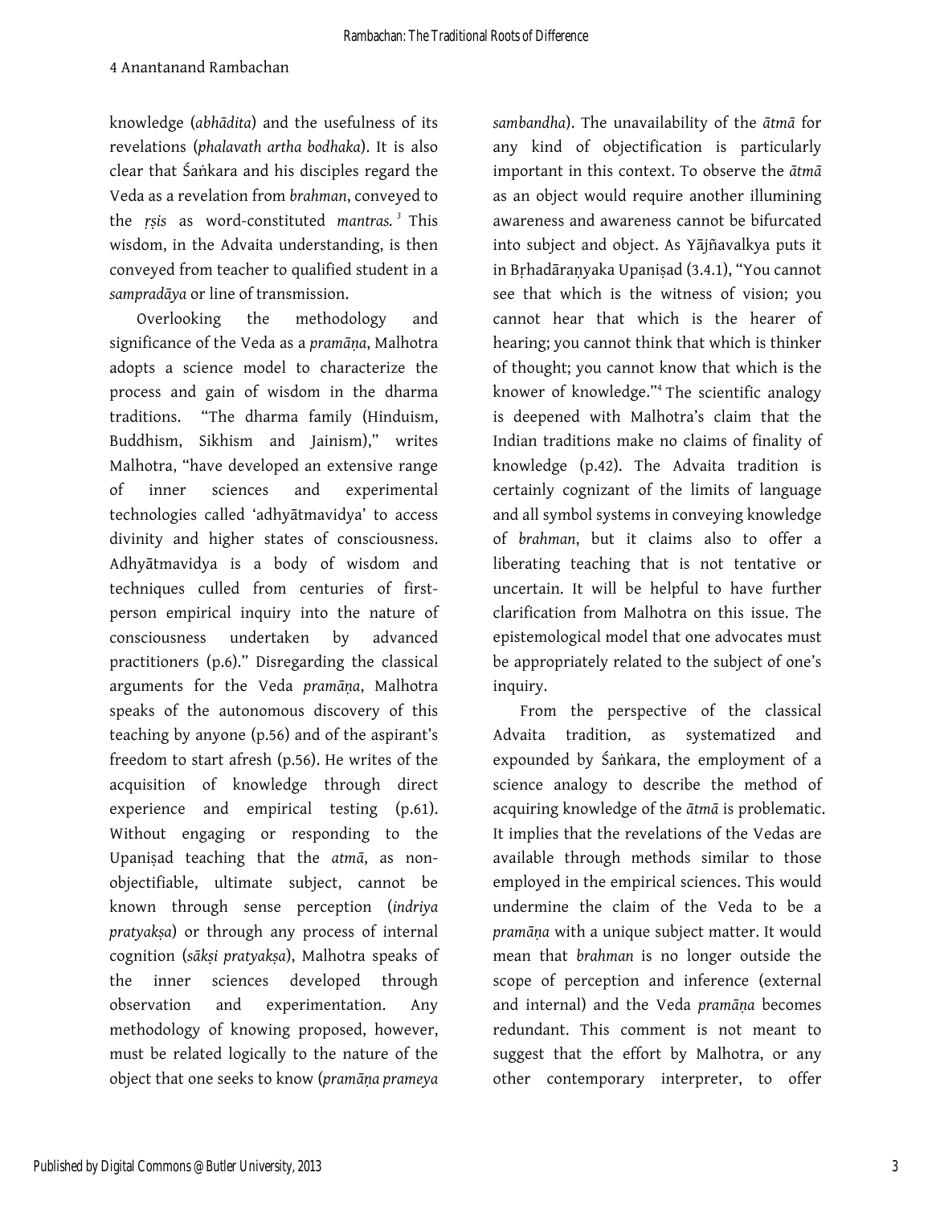knowledge (*abhādita*) and the usefulness of its revelations (*phalavath artha bodhaka*). It is also clear that Śaṅkara and his disciples regard the Veda as a revelation from *brahman*, conveyed to the *ṛṣis* as word-constituted *mantras.*[3] This wisdom, in the Advaita understanding, is then conveyed from teacher to qualified student in a *sampradāya* or line of transmission.

Overlooking the methodology and significance of the Veda as a *pramāṇa*, Malhotra adopts a science model to characterize the process and gain of wisdom in the dharma traditions. "The dharma family (Hinduism, Buddhism, Sikhism and Jainism)," writes Malhotra, "have developed an extensive range of inner sciences and experimental technologies called 'adhyātmavidya' to access divinity and higher states of consciousness. Adhyātmavidya is a body of wisdom and techniques culled from centuries of first-person empirical inquiry into the nature of consciousness undertaken by advanced practitioners (p.6)." Disregarding the classical arguments for the Veda *pramāṇa*, Malhotra speaks of the autonomous discovery of this teaching by anyone (p.56) and of the aspirant's freedom to start afresh (p.56). He writes of the acquisition of knowledge through direct experience and empirical testing (p.61). Without engaging or responding to the Upaniṣad teaching that the *atmā*, as non-objectifiable, ultimate subject, cannot be known through sense perception (*indriya pratyakṣa*) or through any process of internal cognition (*sākṣi pratyakṣa*), Malhotra speaks of the inner sciences developed through observation and experimentation. Any methodology of knowing proposed, however, must be related logically to the nature of the object that one seeks to know (*pramāṇa prameya sambandha*). The unavailability of the *ātmā* for any kind of objectification is particularly important in this context. To observe the *ātmā* as an object would require another illumining awareness and awareness cannot be bifurcated into subject and object. As Yājñavalkya puts it in Bṛhadāraṇyaka Upaniṣad (3.4.1), "You cannot see that which is the witness of vision; you cannot hear that which is the hearer of hearing; you cannot think that which is thinker of thought; you cannot know that which is the knower of knowledge."[4] The scientific analogy is deepened with Malhotra's claim that the Indian traditions make no claims of finality of knowledge (p.42). The Advaita tradition is certainly cognizant of the limits of language and all symbol systems in conveying knowledge of *brahman*, but it claims also to offer a liberating teaching that is not tentative or uncertain. It will be helpful to have further clarification from Malhotra on this issue. The epistemological model that one advocates must be appropriately related to the subject of one's inquiry.

From the perspective of the classical Advaita tradition, as systematized and expounded by Śaṅkara, the employment of a science analogy to describe the method of acquiring knowledge of the *ātmā* is problematic. It implies that the revelations of the Vedas are available through methods similar to those employed in the empirical sciences. This would undermine the claim of the Veda to be a *pramāṇa* with a unique subject matter. It would mean that *brahman* is no longer outside the scope of perception and inference (external and internal) and the Veda *pramāṇa* becomes redundant. This comment is not meant to suggest that the effort by Malhotra, or any other contemporary interpreter, to offer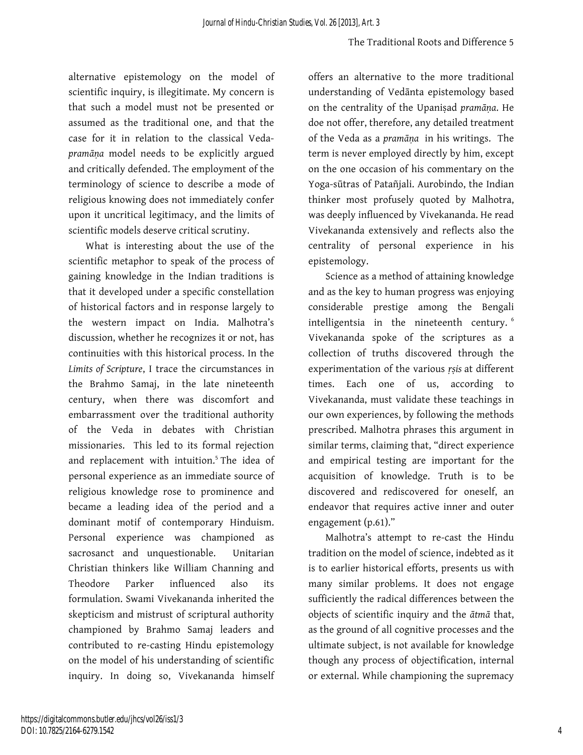alternative epistemology on the model of scientific inquiry, is illegitimate. My concern is that such a model must not be presented or assumed as the traditional one, and that the case for it in relation to the classical Veda-*pramāṇa* model needs to be explicitly argued and critically defended. The employment of the terminology of science to describe a mode of religious knowing does not immediately confer upon it uncritical legitimacy, and the limits of scientific models deserve critical scrutiny.

What is interesting about the use of the scientific metaphor to speak of the process of gaining knowledge in the Indian traditions is that it developed under a specific constellation of historical factors and in response largely to the western impact on India. Malhotra's discussion, whether he recognizes it or not, has continuities with this historical process. In the *Limits of Scripture*, I trace the circumstances in the Brahmo Samaj, in the late nineteenth century, when there was discomfort and embarrassment over the traditional authority of the Veda in debates with Christian missionaries. This led to its formal rejection and replacement with intuition.[5] The idea of personal experience as an immediate source of religious knowledge rose to prominence and became a leading idea of the period and a dominant motif of contemporary Hinduism. Personal experience was championed as sacrosanct and unquestionable. Unitarian Christian thinkers like William Channing and Theodore Parker influenced also its formulation. Swami Vivekananda inherited the skepticism and mistrust of scriptural authority championed by Brahmo Samaj leaders and contributed to re-casting Hindu epistemology on the model of his understanding of scientific inquiry. In doing so, Vivekananda himself offers an alternative to the more traditional understanding of Vedānta epistemology based on the centrality of the Upaniṣad *pramāṇa*. He doe not offer, therefore, any detailed treatment of the Veda as a *pramāṇa* in his writings. The term is never employed directly by him, except on the one occasion of his commentary on the Yoga-sūtras of Patañjali. Aurobindo, the Indian thinker most profusely quoted by Malhotra, was deeply influenced by Vivekananda. He read Vivekananda extensively and reflects also the centrality of personal experience in his epistemology.

Science as a method of attaining knowledge and as the key to human progress was enjoying considerable prestige among the Bengali intelligentsia in the nineteenth century.[6] Vivekananda spoke of the scriptures as a collection of truths discovered through the experimentation of the various *ṛṣis* at different times. Each one of us, according to Vivekananda, must validate these teachings in our own experiences, by following the methods prescribed. Malhotra phrases this argument in similar terms, claiming that, "direct experience and empirical testing are important for the acquisition of knowledge. Truth is to be discovered and rediscovered for oneself, an endeavor that requires active inner and outer engagement (p.61)."

Malhotra's attempt to re-cast the Hindu tradition on the model of science, indebted as it is to earlier historical efforts, presents us with many similar problems. It does not engage sufficiently the radical differences between the objects of scientific inquiry and the *ātmā* that, as the ground of all cognitive processes and the ultimate subject, is not available for knowledge though any process of objectification, internal or external. While championing the supremacy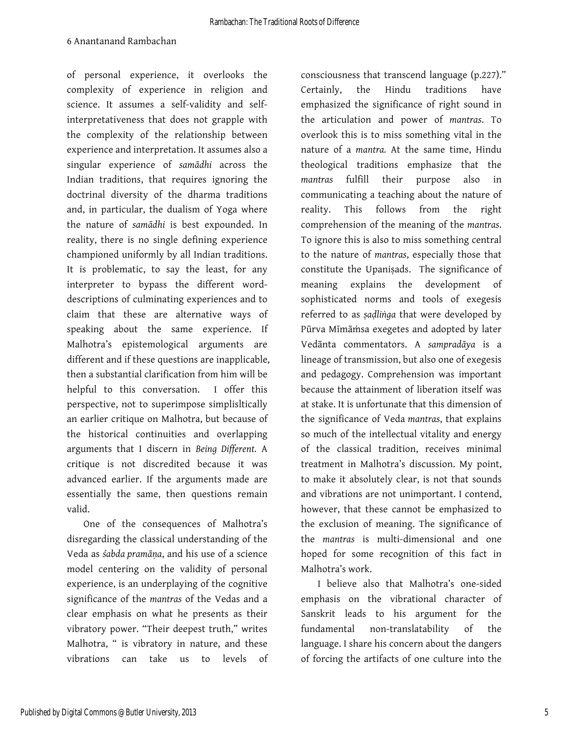of personal experience, it overlooks the complexity of experience in religion and science. It assumes a self-validity and self-interpretativeness that does not grapple with the complexity of the relationship between experience and interpretation. It assumes also a singular experience of *samādhi* across the Indian traditions, that requires ignoring the doctrinal diversity of the dharma traditions and, in particular, the dualism of Yoga where the nature of *samādhi* is best expounded. In reality, there is no single defining experience championed uniformly by all Indian traditions. It is problematic, to say the least, for any interpreter to bypass the different word-descriptions of culminating experiences and to claim that these are alternative ways of speaking about the same experience. If Malhotra's epistemological arguments are different and if these questions are inapplicable, then a substantial clarification from him will be helpful to this conversation. I offer this perspective, not to superimpose simplisltically an earlier critique on Malhotra, but because of the historical continuities and overlapping arguments that I discern in *Being Different.* A critique is not discredited because it was advanced earlier. If the arguments made are essentially the same, then questions remain valid.

One of the consequences of Malhotra's disregarding the classical understanding of the Veda as *śabda pramāṇa*, and his use of a science model centering on the validity of personal experience, is an underplaying of the cognitive significance of the *mantras* of the Vedas and a clear emphasis on what he presents as their vibratory power. "Their deepest truth," writes Malhotra, " is vibratory in nature, and these vibrations can take us to levels of consciousness that transcend language (p.227)." Certainly, the Hindu traditions have emphasized the significance of right sound in the articulation and power of *mantras.* To overlook this is to miss something vital in the nature of a *mantra.* At the same time, Hindu theological traditions emphasize that the *mantras* fulfill their purpose also in communicating a teaching about the nature of reality. This follows from the right comprehension of the meaning of the *mantras.* To ignore this is also to miss something central to the nature of *mantras*, especially those that constitute the Upaniṣads. The significance of meaning explains the development of sophisticated norms and tools of exegesis referred to as *ṣaḍliṅga* that were developed by Pūrva Mīmāṁsa exegetes and adopted by later Vedānta commentators. A *sampradāya* is a lineage of transmission, but also one of exegesis and pedagogy. Comprehension was important because the attainment of liberation itself was at stake. It is unfortunate that this dimension of the significance of Veda *mantras*, that explains so much of the intellectual vitality and energy of the classical tradition, receives minimal treatment in Malhotra's discussion. My point, to make it absolutely clear, is not that sounds and vibrations are not unimportant. I contend, however, that these cannot be emphasized to the exclusion of meaning. The significance of the *mantras* is multi-dimensional and one hoped for some recognition of this fact in Malhotra's work.

I believe also that Malhotra's one-sided emphasis on the vibrational character of Sanskrit leads to his argument for the fundamental non-translatability of the language. I share his concern about the dangers of forcing the artifacts of one culture into the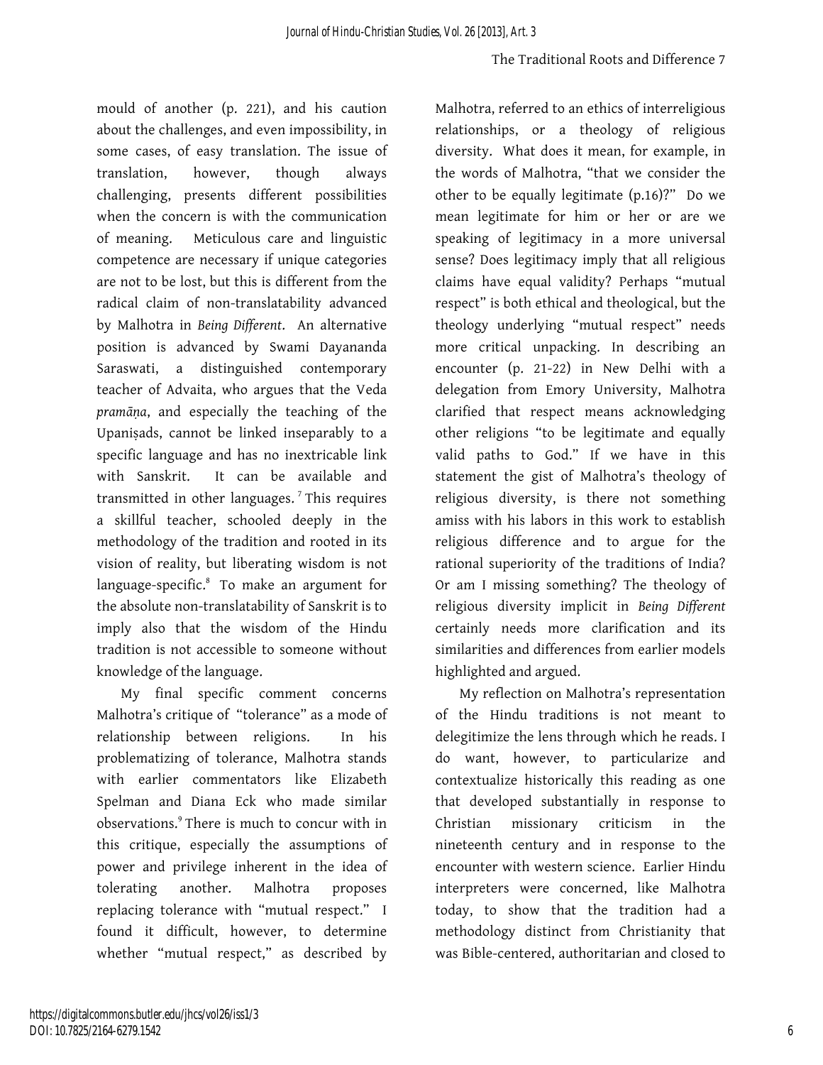mould of another (p. 221), and his caution about the challenges, and even impossibility, in some cases, of easy translation. The issue of translation, however, though always challenging, presents different possibilities when the concern is with the communication of meaning. Meticulous care and linguistic competence are necessary if unique categories are not to be lost, but this is different from the radical claim of non-translatability advanced by Malhotra in *Being Different*. An alternative position is advanced by Swami Dayananda Saraswati, a distinguished contemporary teacher of Advaita, who argues that the Veda *pramāṇa*, and especially the teaching of the Upaniṣads, cannot be linked inseparably to a specific language and has no inextricable link with Sanskrit. It can be available and transmitted in other languages.[7] This requires a skillful teacher, schooled deeply in the methodology of the tradition and rooted in its vision of reality, but liberating wisdom is not language-specific.[8] To make an argument for the absolute non-translatability of Sanskrit is to imply also that the wisdom of the Hindu tradition is not accessible to someone without knowledge of the language.

My final specific comment concerns Malhotra's critique of "tolerance" as a mode of relationship between religions. In his problematizing of tolerance, Malhotra stands with earlier commentators like Elizabeth Spelman and Diana Eck who made similar observations.[9] There is much to concur with in this critique, especially the assumptions of power and privilege inherent in the idea of tolerating another. Malhotra proposes replacing tolerance with "mutual respect." I found it difficult, however, to determine whether "mutual respect," as described by Malhotra, referred to an ethics of interreligious relationships, or a theology of religious diversity. What does it mean, for example, in the words of Malhotra, "that we consider the other to be equally legitimate (p.16)?" Do we mean legitimate for him or her or are we speaking of legitimacy in a more universal sense? Does legitimacy imply that all religious claims have equal validity? Perhaps "mutual respect" is both ethical and theological, but the theology underlying "mutual respect" needs more critical unpacking. In describing an encounter (p. 21-22) in New Delhi with a delegation from Emory University, Malhotra clarified that respect means acknowledging other religions "to be legitimate and equally valid paths to God." If we have in this statement the gist of Malhotra's theology of religious diversity, is there not something amiss with his labors in this work to establish religious difference and to argue for the rational superiority of the traditions of India? Or am I missing something? The theology of religious diversity implicit in *Being Different* certainly needs more clarification and its similarities and differences from earlier models highlighted and argued.

My reflection on Malhotra's representation of the Hindu traditions is not meant to delegitimize the lens through which he reads. I do want, however, to particularize and contextualize historically this reading as one that developed substantially in response to Christian missionary criticism in the nineteenth century and in response to the encounter with western science. Earlier Hindu interpreters were concerned, like Malhotra today, to show that the tradition had a methodology distinct from Christianity that was Bible-centered, authoritarian and closed to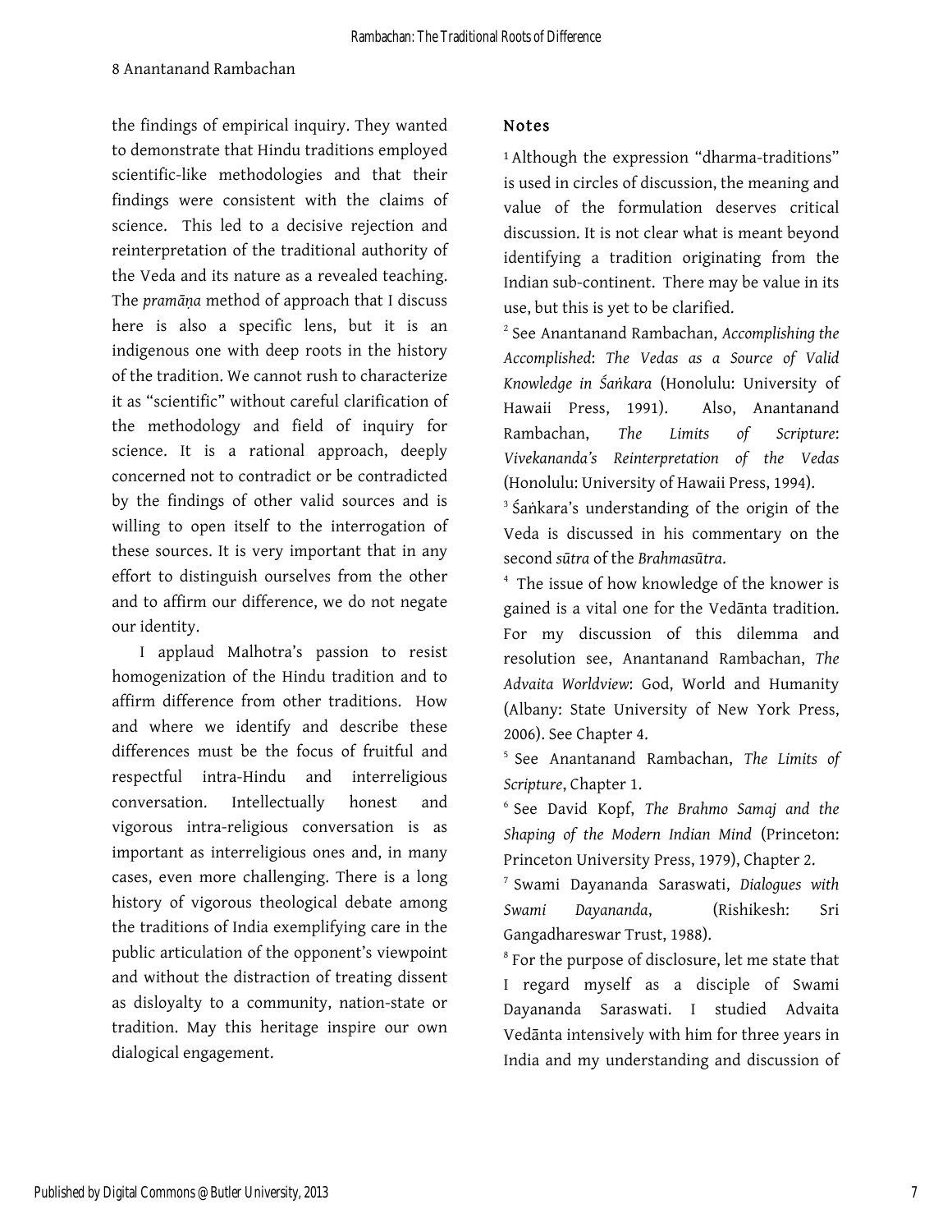the findings of empirical inquiry. They wanted to demonstrate that Hindu traditions employed scientific-like methodologies and that their findings were consistent with the claims of science. This led to a decisive rejection and reinterpretation of the traditional authority of the Veda and its nature as a revealed teaching. The *pramāṇa* method of approach that I discuss here is also a specific lens, but it is an indigenous one with deep roots in the history of the tradition. We cannot rush to characterize it as "scientific" without careful clarification of the methodology and field of inquiry for science. It is a rational approach, deeply concerned not to contradict or be contradicted by the findings of other valid sources and is willing to open itself to the interrogation of these sources. It is very important that in any effort to distinguish ourselves from the other and to affirm our difference, we do not negate our identity.

I applaud Malhotra's passion to resist homogenization of the Hindu tradition and to affirm difference from other traditions. How and where we identify and describe these differences must be the focus of fruitful and respectful intra-Hindu and interreligious conversation. Intellectually honest and vigorous intra-religious conversation is as important as interreligious ones and, in many cases, even more challenging. There is a long history of vigorous theological debate among the traditions of India exemplifying care in the public articulation of the opponent's viewpoint and without the distraction of treating dissent as disloyalty to a community, nation-state or tradition. May this heritage inspire our own dialogical engagement.

## Notes

[1] Although the expression "dharma-traditions" is used in circles of discussion, the meaning and value of the formulation deserves critical discussion. It is not clear what is meant beyond identifying a tradition originating from the Indian sub-continent. There may be value in its use, but this is yet to be clarified.

[2] See Anantanand Rambachan, *Accomplishing the Accomplished*: *The Vedas as a Source of Valid Knowledge in Śaṅkara* (Honolulu: University of Hawaii Press, 1991). Also, Anantanand Rambachan, *The Limits of Scripture*: *Vivekananda's Reinterpretation of the Vedas* (Honolulu: University of Hawaii Press, 1994).

[3] Śaṅkara's understanding of the origin of the Veda is discussed in his commentary on the second *sūtra* of the *Brahmasūtra*.

[4] The issue of how knowledge of the knower is gained is a vital one for the Vedānta tradition. For my discussion of this dilemma and resolution see, Anantanand Rambachan, *The Advaita Worldview*: God, World and Humanity (Albany: State University of New York Press, 2006). See Chapter 4.

[5] See Anantanand Rambachan, *The Limits of Scripture*, Chapter 1.

[6] See David Kopf, *The Brahmo Samaj and the Shaping of the Modern Indian Mind* (Princeton: Princeton University Press, 1979), Chapter 2.

[7] Swami Dayananda Saraswati, *Dialogues with Swami Dayananda*, (Rishikesh: Sri Gangadhareswar Trust, 1988).

[8] For the purpose of disclosure, let me state that I regard myself as a disciple of Swami Dayananda Saraswati. I studied Advaita Vedānta intensively with him for three years in India and my understanding and discussion of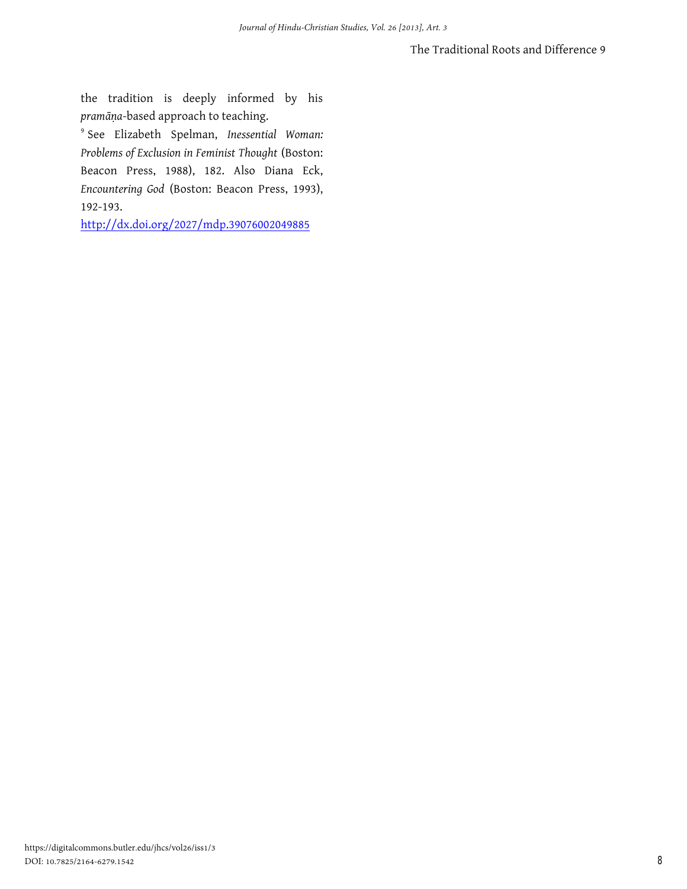the tradition is deeply informed by his *pramāṇa*-based approach to teaching.

[9] See Elizabeth Spelman, *Inessential Woman: Problems of Exclusion in Feminist Thought* (Boston: Beacon Press, 1988), 182. Also Diana Eck, *Encountering God* (Boston: Beacon Press, 1993), 192-193.

http://dx.doi.org/2027/mdp.39076002049885